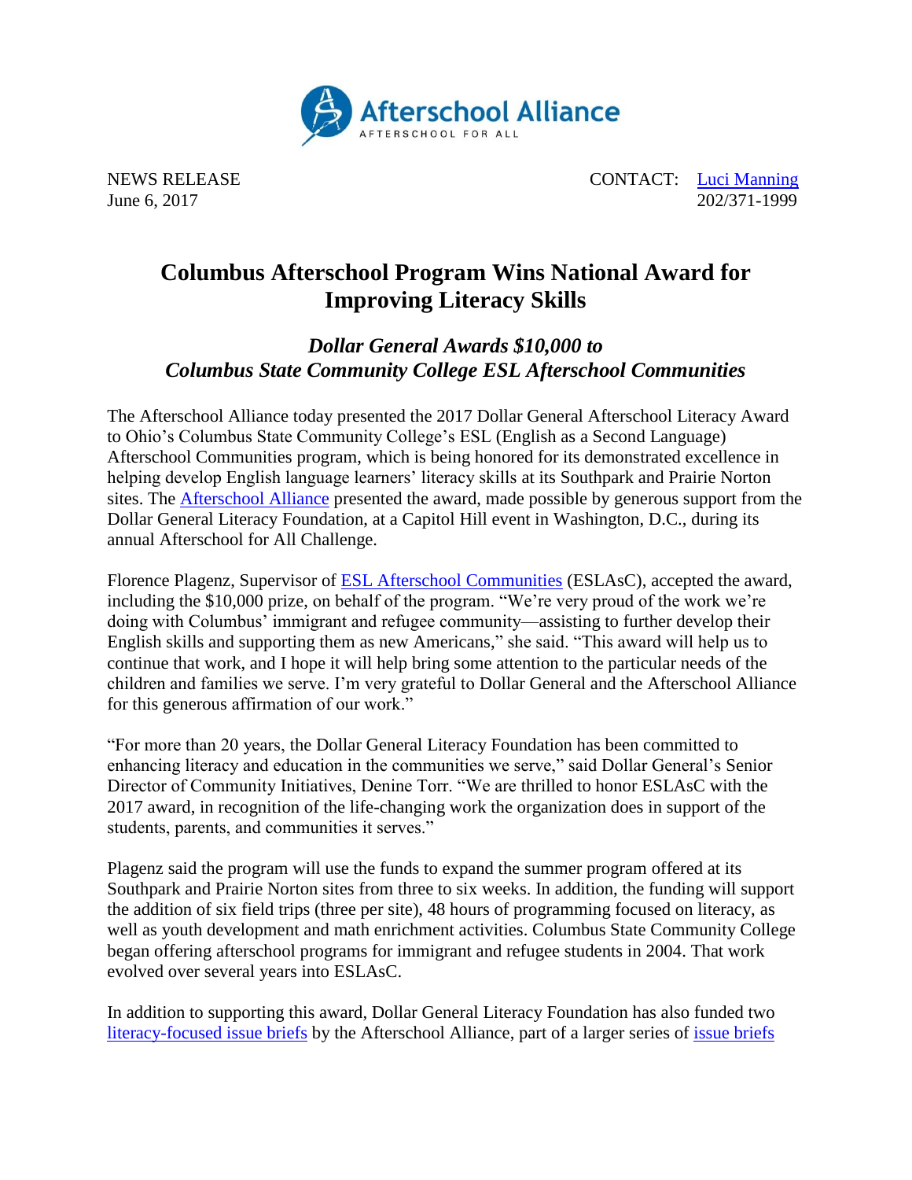Afterschool Alliance
AFTERSCHOOL FOR ALL

NEWS RELEASE
June 6, 2017

CONTACT: [Luci Manning](Luci Manning)
202/371-1999

# Columbus Afterschool Program Wins National Award for Improving Literacy Skills

## *Dollar General Awards $10,000 to Columbus State Community College ESL Afterschool Communities*

The Afterschool Alliance today presented the 2017 Dollar General Afterschool Literacy Award to Ohio's Columbus State Community College's ESL (English as a Second Language) Afterschool Communities program, which is being honored for its demonstrated excellence in helping develop English language learners' literacy skills at its Southpark and Prairie Norton sites. The Afterschool Alliance presented the award, made possible by generous support from the Dollar General Literacy Foundation, at a Capitol Hill event in Washington, D.C., during its annual Afterschool for All Challenge.

Florence Plagenz, Supervisor of ESL Afterschool Communities (ESLAsC), accepted the award, including the $10,000 prize, on behalf of the program. "We're very proud of the work we're doing with Columbus' immigrant and refugee community—assisting to further develop their English skills and supporting them as new Americans," she said. "This award will help us to continue that work, and I hope it will help bring some attention to the particular needs of the children and families we serve. I'm very grateful to Dollar General and the Afterschool Alliance for this generous affirmation of our work."

"For more than 20 years, the Dollar General Literacy Foundation has been committed to enhancing literacy and education in the communities we serve," said Dollar General's Senior Director of Community Initiatives, Denine Torr. "We are thrilled to honor ESLAsC with the 2017 award, in recognition of the life-changing work the organization does in support of the students, parents, and communities it serves."

Plagenz said the program will use the funds to expand the summer program offered at its Southpark and Prairie Norton sites from three to six weeks. In addition, the funding will support the addition of six field trips (three per site), 48 hours of programming focused on literacy, as well as youth development and math enrichment activities. Columbus State Community College began offering afterschool programs for immigrant and refugee students in 2004. That work evolved over several years into ESLAsC.

In addition to supporting this award, Dollar General Literacy Foundation has also funded two literacy-focused issue briefs by the Afterschool Alliance, part of a larger series of issue briefs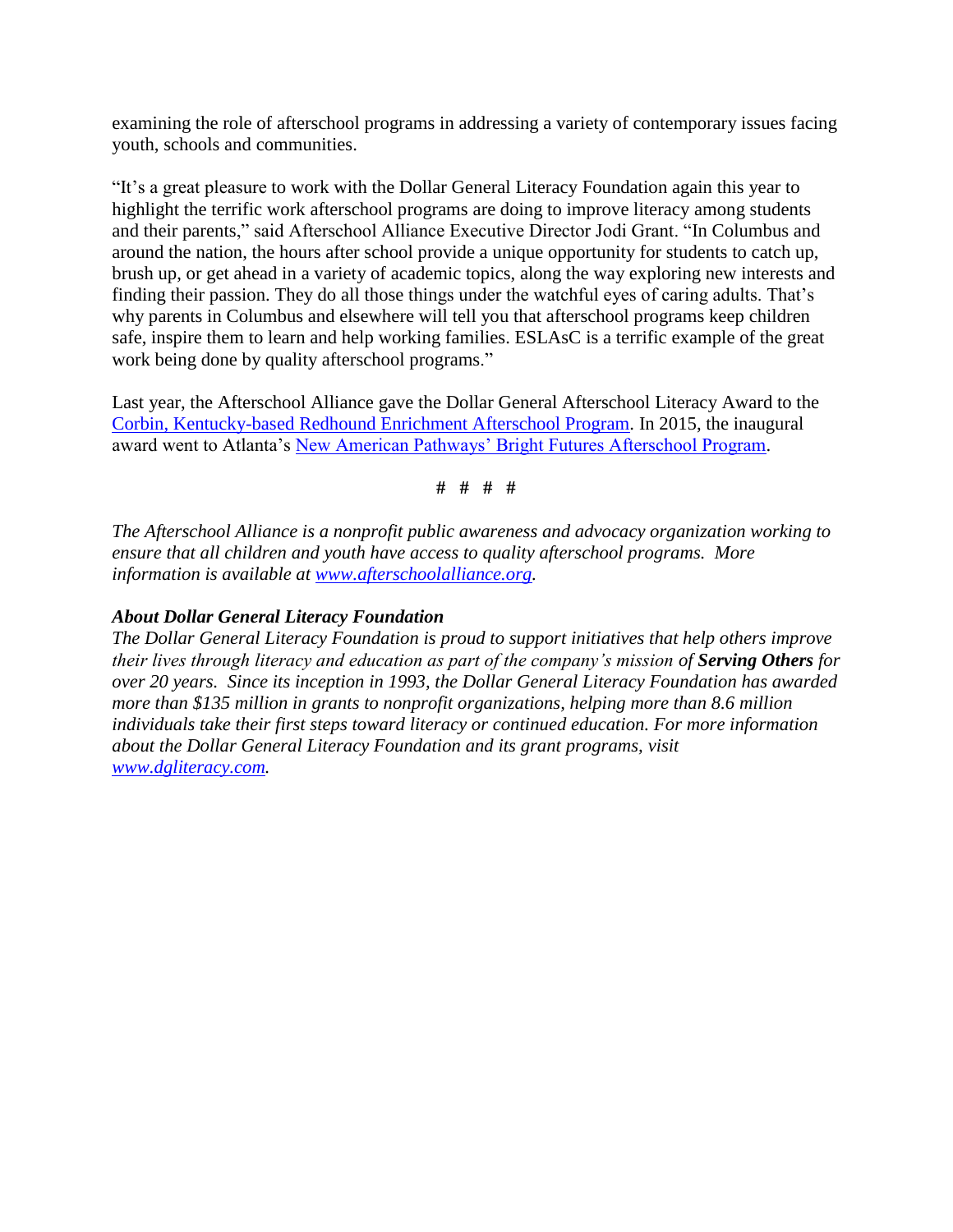examining the role of afterschool programs in addressing a variety of contemporary issues facing youth, schools and communities.

"It's a great pleasure to work with the Dollar General Literacy Foundation again this year to highlight the terrific work afterschool programs are doing to improve literacy among students and their parents," said Afterschool Alliance Executive Director Jodi Grant. "In Columbus and around the nation, the hours after school provide a unique opportunity for students to catch up, brush up, or get ahead in a variety of academic topics, along the way exploring new interests and finding their passion. They do all those things under the watchful eyes of caring adults. That's why parents in Columbus and elsewhere will tell you that afterschool programs keep children safe, inspire them to learn and help working families. ESLAsC is a terrific example of the great work being done by quality afterschool programs."

Last year, the Afterschool Alliance gave the Dollar General Afterschool Literacy Award to the Corbin, Kentucky-based Redhound Enrichment Afterschool Program. In 2015, the inaugural award went to Atlanta's New American Pathways' Bright Futures Afterschool Program.

# # # #

*The Afterschool Alliance is a nonprofit public awareness and advocacy organization working to ensure that all children and youth have access to quality afterschool programs. More information is available at www.afterschoolalliance.org.*

***About Dollar General Literacy Foundation***

*The Dollar General Literacy Foundation is proud to support initiatives that help others improve their lives through literacy and education as part of the company's mission of **Serving Others** for over 20 years. Since its inception in 1993, the Dollar General Literacy Foundation has awarded more than $135 million in grants to nonprofit organizations, helping more than 8.6 million individuals take their first steps toward literacy or continued education. For more information about the Dollar General Literacy Foundation and its grant programs, visit www.dgliteracy.com.*